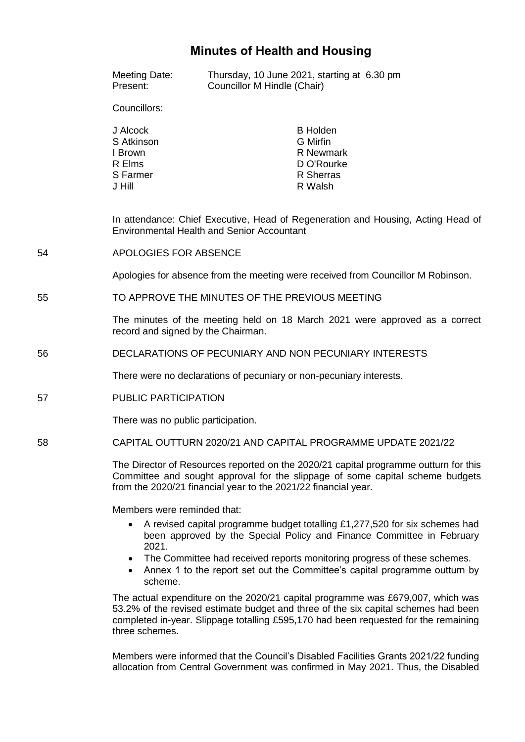# Minutes of Health and Housing

Meeting Date: Thursday, 10 June 2021, starting at 6.30 pm
Present: Councillor M Hindle (Chair)

Councillors:

| | |
|---|---|
| J Alcock | B Holden |
| S Atkinson | G Mirfin |
| I Brown | R Newmark |
| R Elms | D O'Rourke |
| S Farmer | R Sherras |
| J Hill | R Walsh |

In attendance: Chief Executive, Head of Regeneration and Housing, Acting Head of Environmental Health and Senior Accountant

## 54 APOLOGIES FOR ABSENCE

Apologies for absence from the meeting were received from Councillor M Robinson.

## 55 TO APPROVE THE MINUTES OF THE PREVIOUS MEETING

The minutes of the meeting held on 18 March 2021 were approved as a correct record and signed by the Chairman.

## 56 DECLARATIONS OF PECUNIARY AND NON PECUNIARY INTERESTS

There were no declarations of pecuniary or non-pecuniary interests.

## 57 PUBLIC PARTICIPATION

There was no public participation.

## 58 CAPITAL OUTTURN 2020/21 AND CAPITAL PROGRAMME UPDATE 2021/22

The Director of Resources reported on the 2020/21 capital programme outturn for this Committee and sought approval for the slippage of some capital scheme budgets from the 2020/21 financial year to the 2021/22 financial year.

Members were reminded that:

- A revised capital programme budget totalling £1,277,520 for six schemes had been approved by the Special Policy and Finance Committee in February 2021.
- The Committee had received reports monitoring progress of these schemes.
- Annex 1 to the report set out the Committee's capital programme outturn by scheme.

The actual expenditure on the 2020/21 capital programme was £679,007, which was 53.2% of the revised estimate budget and three of the six capital schemes had been completed in-year. Slippage totalling £595,170 had been requested for the remaining three schemes.

Members were informed that the Council's Disabled Facilities Grants 2021/22 funding allocation from Central Government was confirmed in May 2021. Thus, the Disabled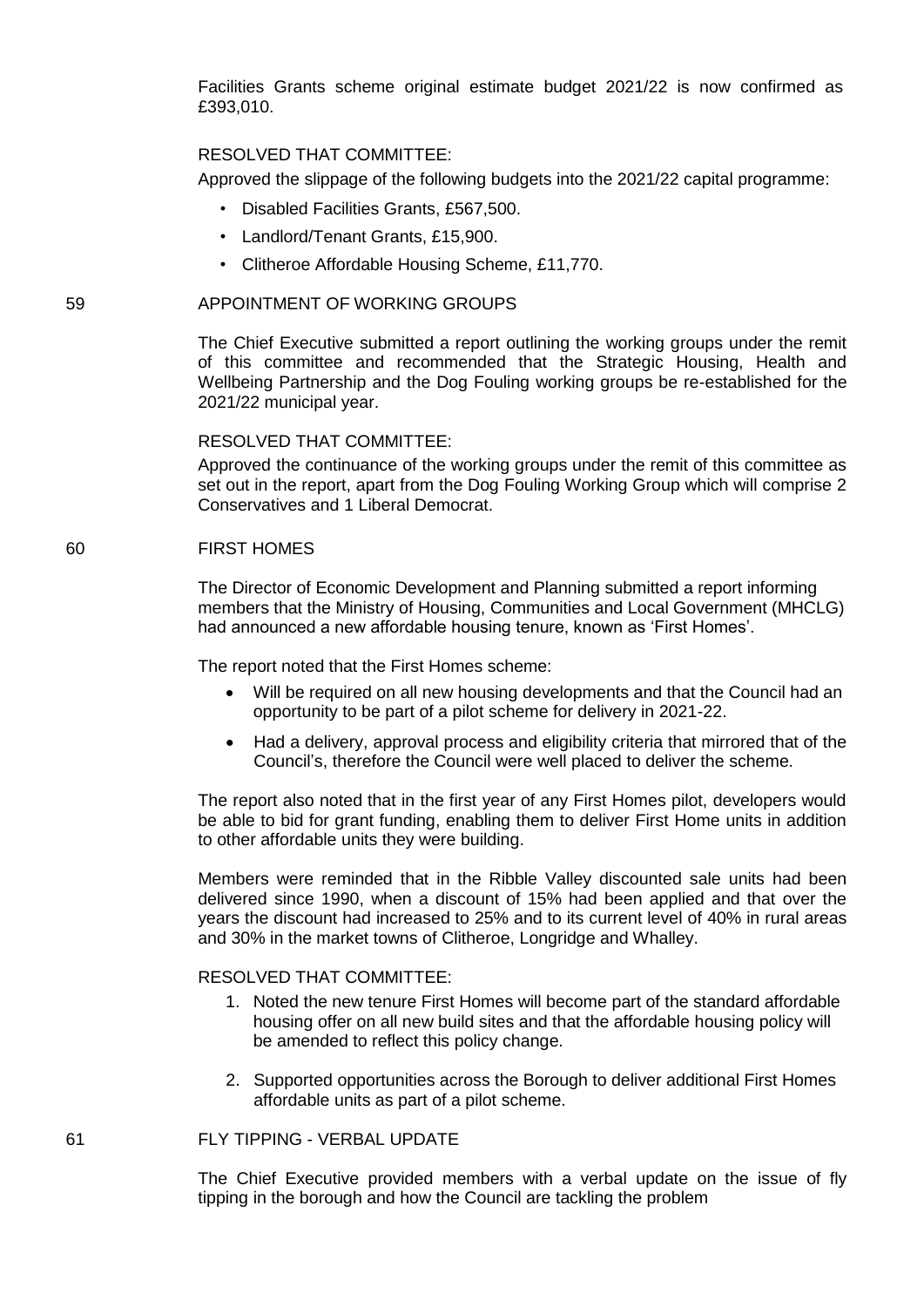Facilities Grants scheme original estimate budget 2021/22 is now confirmed as £393,010.

RESOLVED THAT COMMITTEE:

Approved the slippage of the following budgets into the 2021/22 capital programme:

- Disabled Facilities Grants, £567,500.
- Landlord/Tenant Grants, £15,900.
- Clitheroe Affordable Housing Scheme, £11,770.

## 59 APPOINTMENT OF WORKING GROUPS

The Chief Executive submitted a report outlining the working groups under the remit of this committee and recommended that the Strategic Housing, Health and Wellbeing Partnership and the Dog Fouling working groups be re-established for the 2021/22 municipal year.

RESOLVED THAT COMMITTEE:

Approved the continuance of the working groups under the remit of this committee as set out in the report, apart from the Dog Fouling Working Group which will comprise 2 Conservatives and 1 Liberal Democrat.

## 60 FIRST HOMES

The Director of Economic Development and Planning submitted a report informing members that the Ministry of Housing, Communities and Local Government (MHCLG) had announced a new affordable housing tenure, known as 'First Homes'.

The report noted that the First Homes scheme:

- Will be required on all new housing developments and that the Council had an opportunity to be part of a pilot scheme for delivery in 2021-22.
- Had a delivery, approval process and eligibility criteria that mirrored that of the Council's, therefore the Council were well placed to deliver the scheme.

The report also noted that in the first year of any First Homes pilot, developers would be able to bid for grant funding, enabling them to deliver First Home units in addition to other affordable units they were building.

Members were reminded that in the Ribble Valley discounted sale units had been delivered since 1990, when a discount of 15% had been applied and that over the years the discount had increased to 25% and to its current level of 40% in rural areas and 30% in the market towns of Clitheroe, Longridge and Whalley.

RESOLVED THAT COMMITTEE:

1. Noted the new tenure First Homes will become part of the standard affordable housing offer on all new build sites and that the affordable housing policy will be amended to reflect this policy change.
2. Supported opportunities across the Borough to deliver additional First Homes affordable units as part of a pilot scheme.

## 61 FLY TIPPING - VERBAL UPDATE

The Chief Executive provided members with a verbal update on the issue of fly tipping in the borough and how the Council are tackling the problem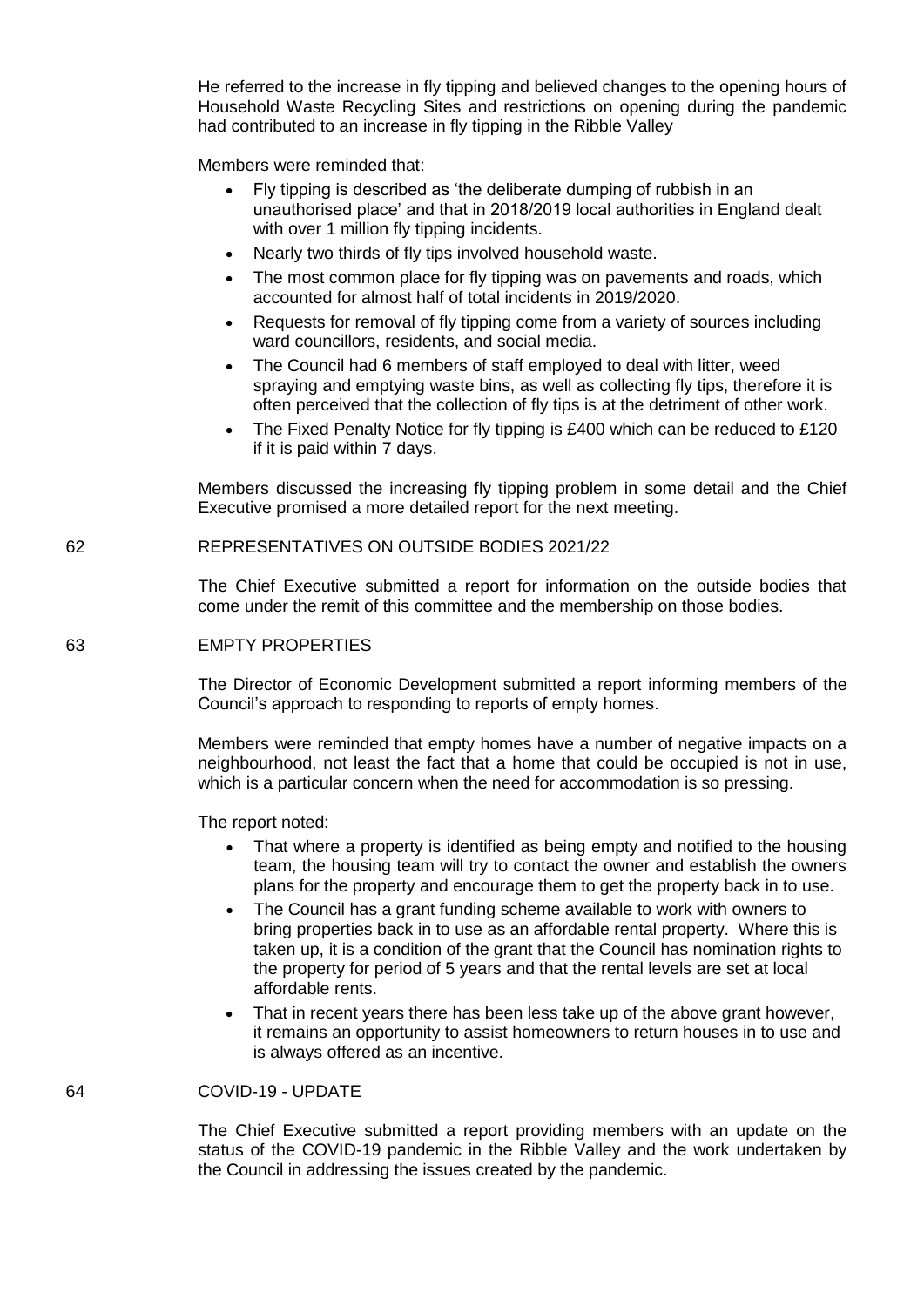He referred to the increase in fly tipping and believed changes to the opening hours of Household Waste Recycling Sites and restrictions on opening during the pandemic had contributed to an increase in fly tipping in the Ribble Valley

Members were reminded that:

- Fly tipping is described as 'the deliberate dumping of rubbish in an unauthorised place' and that in 2018/2019 local authorities in England dealt with over 1 million fly tipping incidents.
- Nearly two thirds of fly tips involved household waste.
- The most common place for fly tipping was on pavements and roads, which accounted for almost half of total incidents in 2019/2020.
- Requests for removal of fly tipping come from a variety of sources including ward councillors, residents, and social media.
- The Council had 6 members of staff employed to deal with litter, weed spraying and emptying waste bins, as well as collecting fly tips, therefore it is often perceived that the collection of fly tips is at the detriment of other work.
- The Fixed Penalty Notice for fly tipping is £400 which can be reduced to £120 if it is paid within 7 days.

Members discussed the increasing fly tipping problem in some detail and the Chief Executive promised a more detailed report for the next meeting.

## 62 REPRESENTATIVES ON OUTSIDE BODIES 2021/22

The Chief Executive submitted a report for information on the outside bodies that come under the remit of this committee and the membership on those bodies.

## 63 EMPTY PROPERTIES

The Director of Economic Development submitted a report informing members of the Council's approach to responding to reports of empty homes.

Members were reminded that empty homes have a number of negative impacts on a neighbourhood, not least the fact that a home that could be occupied is not in use, which is a particular concern when the need for accommodation is so pressing.

The report noted:

- That where a property is identified as being empty and notified to the housing team, the housing team will try to contact the owner and establish the owners plans for the property and encourage them to get the property back in to use.
- The Council has a grant funding scheme available to work with owners to bring properties back in to use as an affordable rental property. Where this is taken up, it is a condition of the grant that the Council has nomination rights to the property for period of 5 years and that the rental levels are set at local affordable rents.
- That in recent years there has been less take up of the above grant however, it remains an opportunity to assist homeowners to return houses in to use and is always offered as an incentive.

## 64 COVID-19 - UPDATE

The Chief Executive submitted a report providing members with an update on the status of the COVID-19 pandemic in the Ribble Valley and the work undertaken by the Council in addressing the issues created by the pandemic.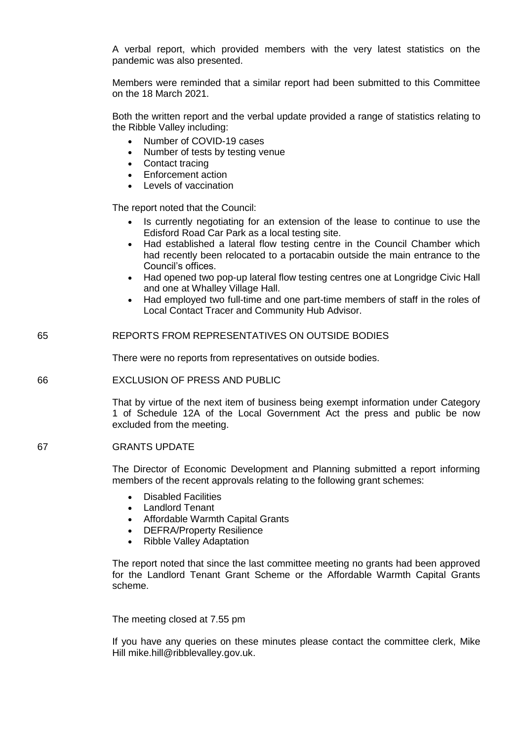A verbal report, which provided members with the very latest statistics on the pandemic was also presented.

Members were reminded that a similar report had been submitted to this Committee on the 18 March 2021.

Both the written report and the verbal update provided a range of statistics relating to the Ribble Valley including:

- Number of COVID-19 cases
- Number of tests by testing venue
- Contact tracing
- Enforcement action
- Levels of vaccination

The report noted that the Council:

- Is currently negotiating for an extension of the lease to continue to use the Edisford Road Car Park as a local testing site.
- Had established a lateral flow testing centre in the Council Chamber which had recently been relocated to a portacabin outside the main entrance to the Council's offices.
- Had opened two pop-up lateral flow testing centres one at Longridge Civic Hall and one at Whalley Village Hall.
- Had employed two full-time and one part-time members of staff in the roles of Local Contact Tracer and Community Hub Advisor.

## 65 REPORTS FROM REPRESENTATIVES ON OUTSIDE BODIES

There were no reports from representatives on outside bodies.

## 66 EXCLUSION OF PRESS AND PUBLIC

That by virtue of the next item of business being exempt information under Category 1 of Schedule 12A of the Local Government Act the press and public be now excluded from the meeting.

## 67 GRANTS UPDATE

The Director of Economic Development and Planning submitted a report informing members of the recent approvals relating to the following grant schemes:

- Disabled Facilities
- Landlord Tenant
- Affordable Warmth Capital Grants
- DEFRA/Property Resilience
- Ribble Valley Adaptation

The report noted that since the last committee meeting no grants had been approved for the Landlord Tenant Grant Scheme or the Affordable Warmth Capital Grants scheme.

The meeting closed at 7.55 pm

If you have any queries on these minutes please contact the committee clerk, Mike Hill mike.hill@ribblevalley.gov.uk.